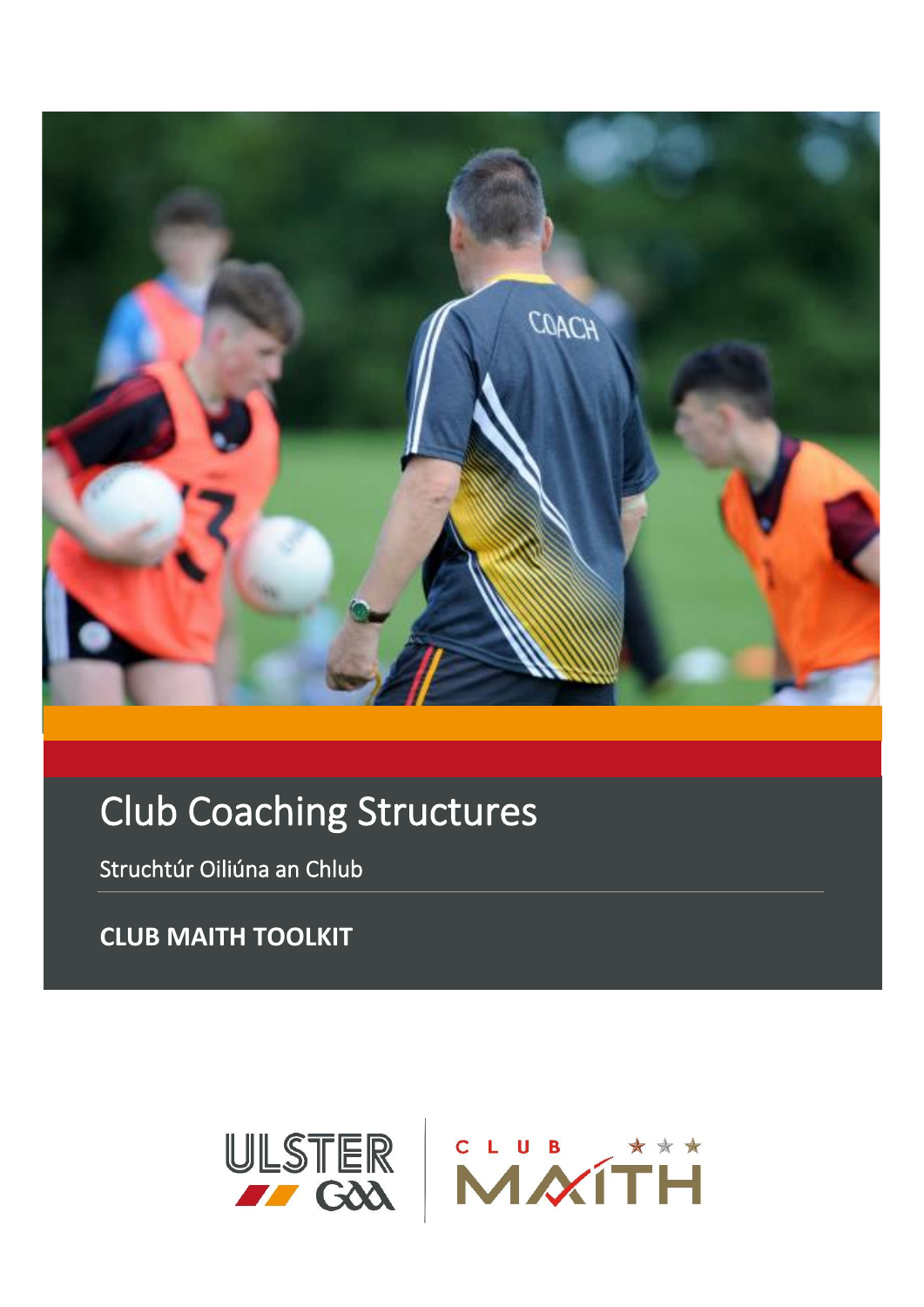# Club Coaching Structures

Struchtúr Oiliúna an Chlub

**CLUB MAITH TOOLKIT**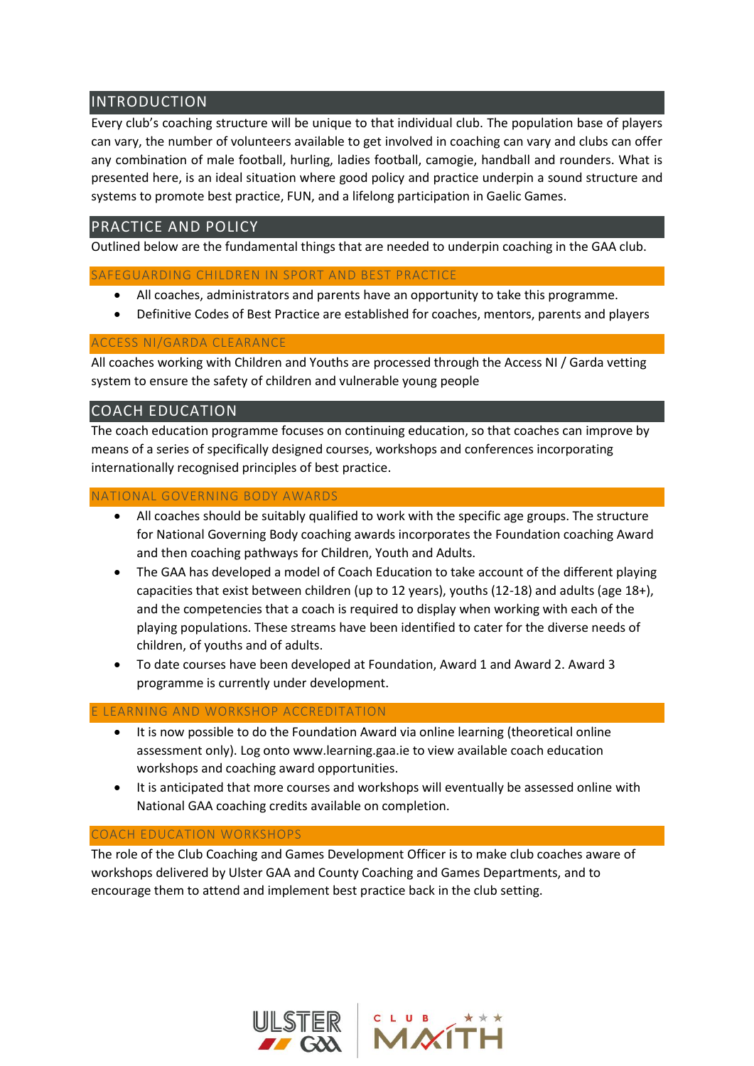## INTRODUCTION

Every club's coaching structure will be unique to that individual club. The population base of players can vary, the number of volunteers available to get involved in coaching can vary and clubs can offer any combination of male football, hurling, ladies football, camogie, handball and rounders. What is presented here, is an ideal situation where good policy and practice underpin a sound structure and systems to promote best practice, FUN, and a lifelong participation in Gaelic Games.

## PRACTICE AND POLICY

Outlined below are the fundamental things that are needed to underpin coaching in the GAA club.

### SAFEGUARDING CHILDREN IN SPORT AND BEST PRACTICE

- All coaches, administrators and parents have an opportunity to take this programme.
- Definitive Codes of Best Practice are established for coaches, mentors, parents and players

### ACCESS NI/GARDA CLEARANCE

All coaches working with Children and Youths are processed through the Access NI / Garda vetting system to ensure the safety of children and vulnerable young people

## COACH EDUCATION

The coach education programme focuses on continuing education, so that coaches can improve by means of a series of specifically designed courses, workshops and conferences incorporating internationally recognised principles of best practice.

### NATIONAL GOVERNING BODY AWARDS

- All coaches should be suitably qualified to work with the specific age groups. The structure for National Governing Body coaching awards incorporates the Foundation coaching Award and then coaching pathways for Children, Youth and Adults.
- The GAA has developed a model of Coach Education to take account of the different playing capacities that exist between children (up to 12 years), youths (12-18) and adults (age 18+), and the competencies that a coach is required to display when working with each of the playing populations. These streams have been identified to cater for the diverse needs of children, of youths and of adults.
- To date courses have been developed at Foundation, Award 1 and Award 2. Award 3 programme is currently under development.

### E LEARNING AND WORKSHOP ACCREDITATION

- It is now possible to do the Foundation Award via online learning (theoretical online assessment only). Log onto www.learning.gaa.ie to view available coach education workshops and coaching award opportunities.
- It is anticipated that more courses and workshops will eventually be assessed online with National GAA coaching credits available on completion.

### COACH EDUCATION WORKSHOPS

The role of the Club Coaching and Games Development Officer is to make club coaches aware of workshops delivered by Ulster GAA and County Coaching and Games Departments, and to encourage them to attend and implement best practice back in the club setting.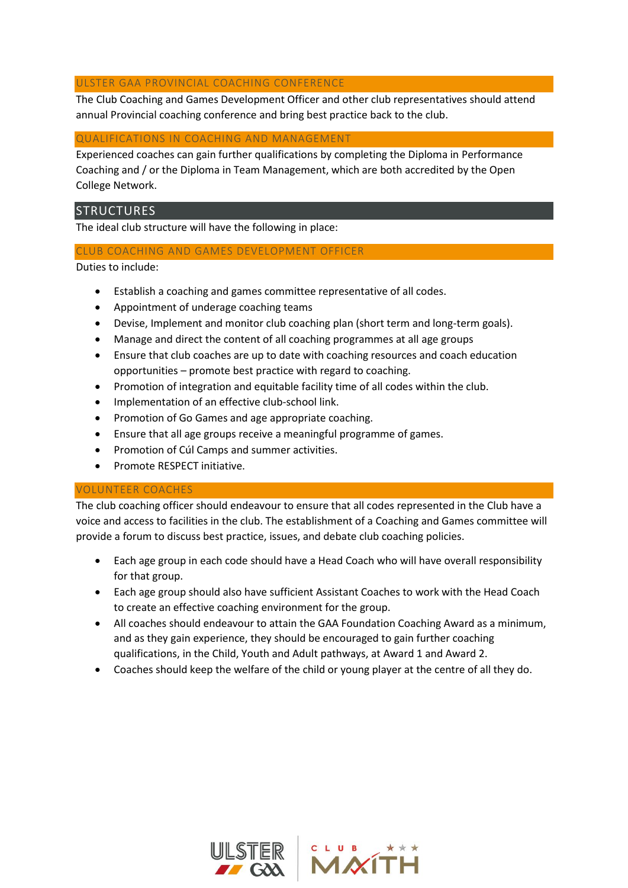### ULSTER GAA PROVINCIAL COACHING CONFERENCE

The Club Coaching and Games Development Officer and other club representatives should attend annual Provincial coaching conference and bring best practice back to the club.

### QUALIFICATIONS IN COACHING AND MANAGEMENT

Experienced coaches can gain further qualifications by completing the Diploma in Performance Coaching and / or the Diploma in Team Management, which are both accredited by the Open College Network.

## STRUCTURES

The ideal club structure will have the following in place:

### CLUB COACHING AND GAMES DEVELOPMENT OFFICER

Duties to include:

- Establish a coaching and games committee representative of all codes.
- Appointment of underage coaching teams
- Devise, Implement and monitor club coaching plan (short term and long-term goals).
- Manage and direct the content of all coaching programmes at all age groups
- Ensure that club coaches are up to date with coaching resources and coach education opportunities – promote best practice with regard to coaching.
- Promotion of integration and equitable facility time of all codes within the club.
- Implementation of an effective club-school link.
- Promotion of Go Games and age appropriate coaching.
- Ensure that all age groups receive a meaningful programme of games.
- Promotion of Cúl Camps and summer activities.
- Promote RESPECT initiative.

### VOLUNTEER COACHES

The club coaching officer should endeavour to ensure that all codes represented in the Club have a voice and access to facilities in the club. The establishment of a Coaching and Games committee will provide a forum to discuss best practice, issues, and debate club coaching policies.

- Each age group in each code should have a Head Coach who will have overall responsibility for that group.
- Each age group should also have sufficient Assistant Coaches to work with the Head Coach to create an effective coaching environment for the group.
- All coaches should endeavour to attain the GAA Foundation Coaching Award as a minimum, and as they gain experience, they should be encouraged to gain further coaching qualifications, in the Child, Youth and Adult pathways, at Award 1 and Award 2.
- Coaches should keep the welfare of the child or young player at the centre of all they do.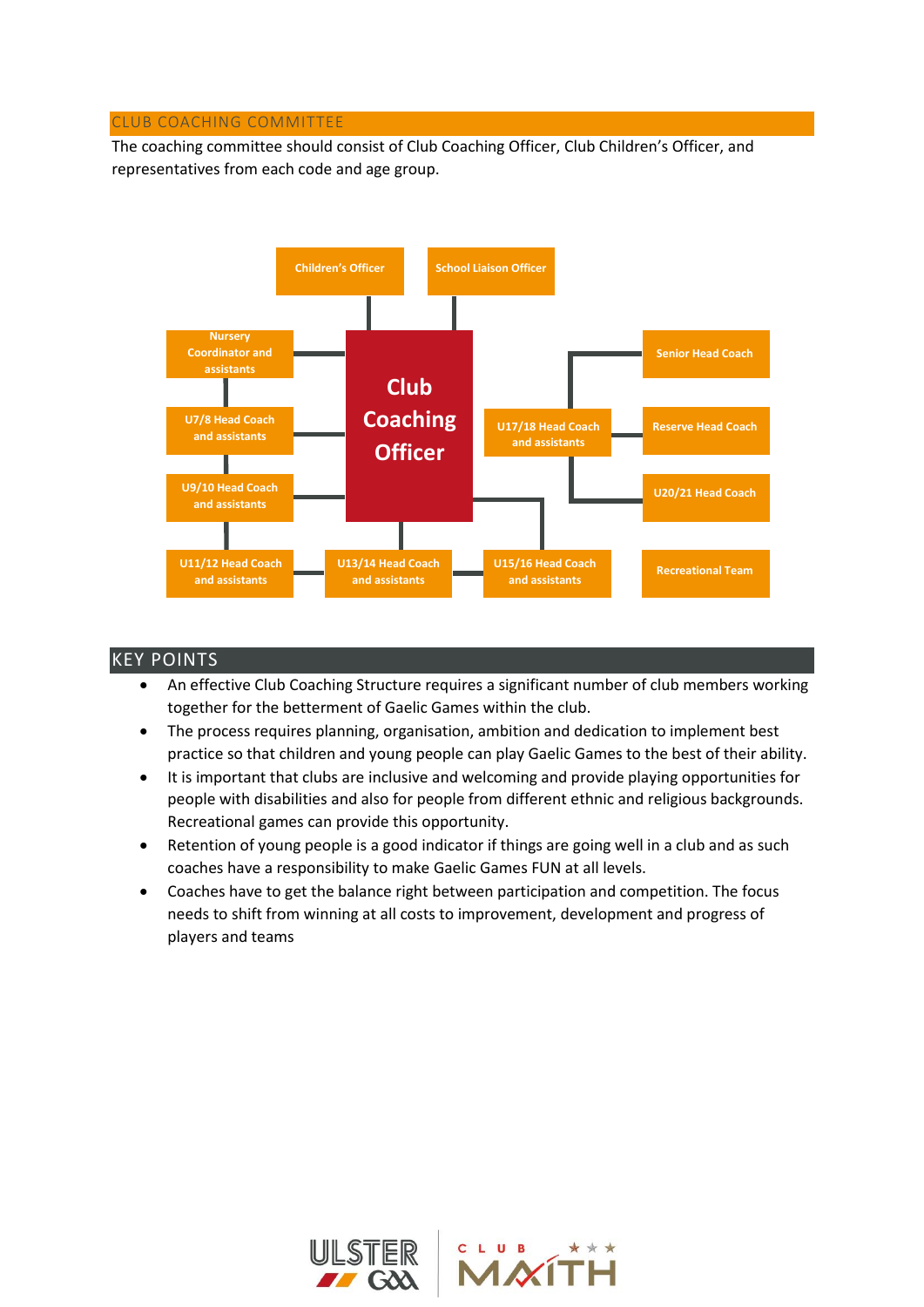## CLUB COACHING COMMITTEE

The coaching committee should consist of Club Coaching Officer, Club Children's Officer, and representatives from each code and age group.

Children's Officer

School Liaison Officer

Nursery Coordinator and assistants

U7/8 Head Coach and assistants

U9/10 Head Coach and assistants

U11/12 Head Coach and assistants

U13/14 Head Coach and assistants

U15/16 Head Coach and assistants

Club Coaching Officer

U17/18 Head Coach and assistants

Senior Head Coach

Reserve Head Coach

U20/21 Head Coach

Recreational Team

## KEY POINTS

- An effective Club Coaching Structure requires a significant number of club members working together for the betterment of Gaelic Games within the club.
- The process requires planning, organisation, ambition and dedication to implement best practice so that children and young people can play Gaelic Games to the best of their ability.
- It is important that clubs are inclusive and welcoming and provide playing opportunities for people with disabilities and also for people from different ethnic and religious backgrounds. Recreational games can provide this opportunity.
- Retention of young people is a good indicator if things are going well in a club and as such coaches have a responsibility to make Gaelic Games FUN at all levels.
- Coaches have to get the balance right between participation and competition. The focus needs to shift from winning at all costs to improvement, development and progress of players and teams